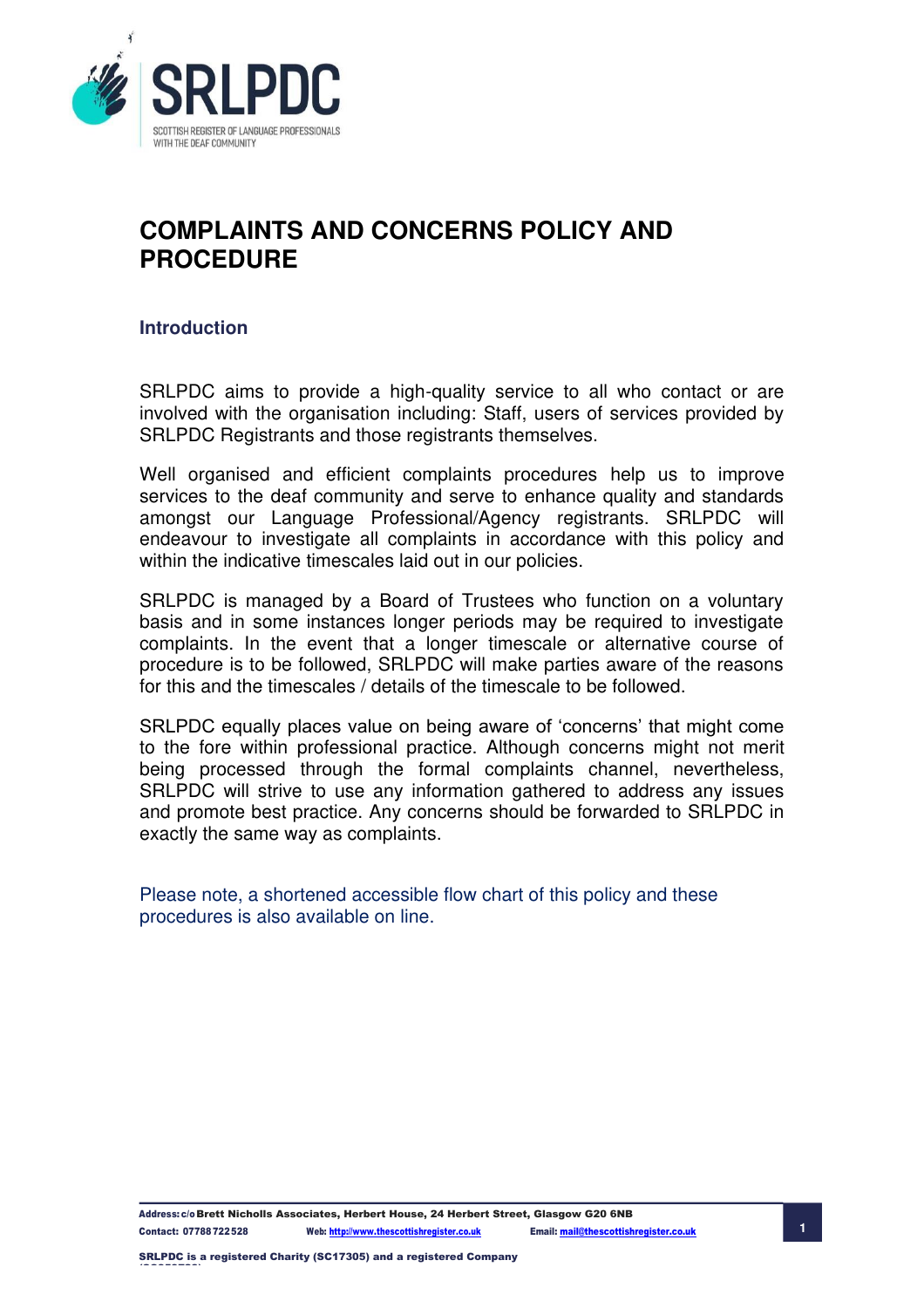# COMPLAINTS AND CONCERNS POLICY AND PROCEDURE

## Introduction

SRLPDC aims to provide a high-quality service to all who contact or are involved with the organisation including: Staff, users of services provided by SRLPDC Registrants and those registrants themselves.

Well organised and efficient complaints procedures help us to improve services to the deaf community and serve to enhance quality and standards amongst our Language Professional/Agency registrants. SRLPDC will endeavour to investigate all complaints in accordance with this policy and within the indicative timescales laid out in our policies.

SRLPDC is managed by a Board of Trustees who function on a voluntary basis and in some instances longer periods may be required to investigate complaints. In the event that a longer timescale or alternative course of procedure is to be followed, SRLPDC will make parties aware of the reasons for this and the timescales / details of the timescale to be followed.

SRLPDC equally places value on being aware of 'concerns' that might come to the fore within professional practice. Although concerns might not merit being processed through the formal complaints channel, nevertheless, SRLPDC will strive to use any information gathered to address any issues and promote best practice. Any concerns should be forwarded to SRLPDC in exactly the same way as complaints.

Please note, a shortened accessible flow chart of this policy and these procedures is also available on line.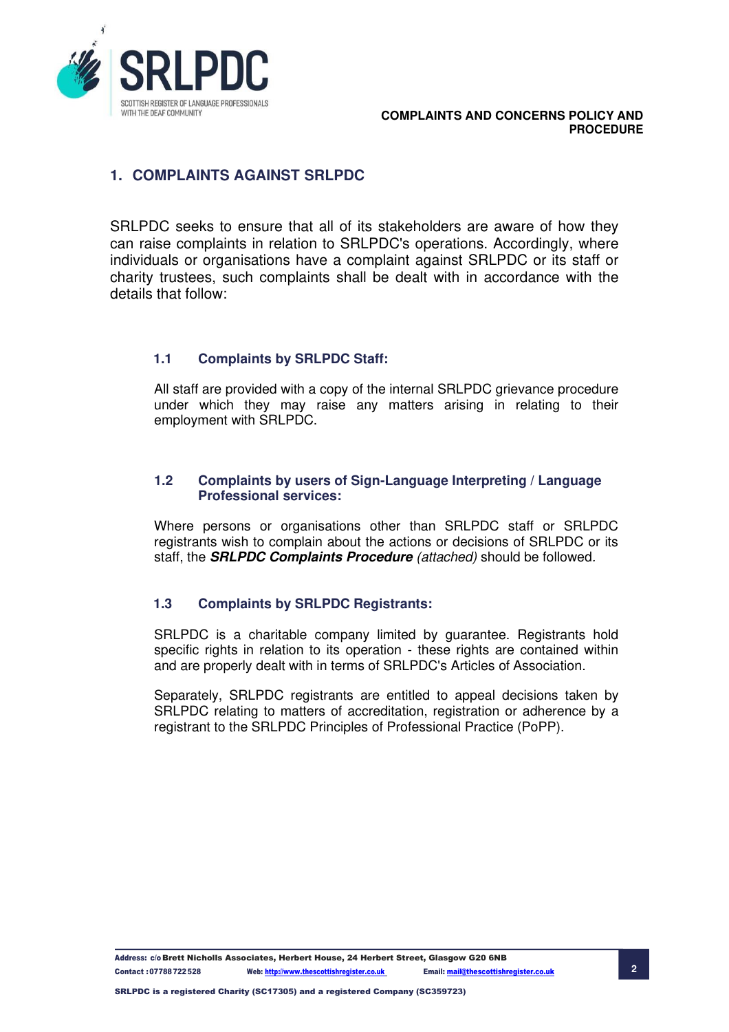## 1. COMPLAINTS AGAINST SRLPDC

SRLPDC seeks to ensure that all of its stakeholders are aware of how they can raise complaints in relation to SRLPDC's operations. Accordingly, where individuals or organisations have a complaint against SRLPDC or its staff or charity trustees, such complaints shall be dealt with in accordance with the details that follow:

### 1.1 Complaints by SRLPDC Staff:

All staff are provided with a copy of the internal SRLPDC grievance procedure under which they may raise any matters arising in relating to their employment with SRLPDC.

### 1.2 Complaints by users of Sign-Language Interpreting / Language Professional services:

Where persons or organisations other than SRLPDC staff or SRLPDC registrants wish to complain about the actions or decisions of SRLPDC or its staff, the ***SRLPDC Complaints Procedure*** *(attached)* should be followed.

### 1.3 Complaints by SRLPDC Registrants:

SRLPDC is a charitable company limited by guarantee. Registrants hold specific rights in relation to its operation - these rights are contained within and are properly dealt with in terms of SRLPDC's Articles of Association.

Separately, SRLPDC registrants are entitled to appeal decisions taken by SRLPDC relating to matters of accreditation, registration or adherence by a registrant to the SRLPDC Principles of Professional Practice (PoPP).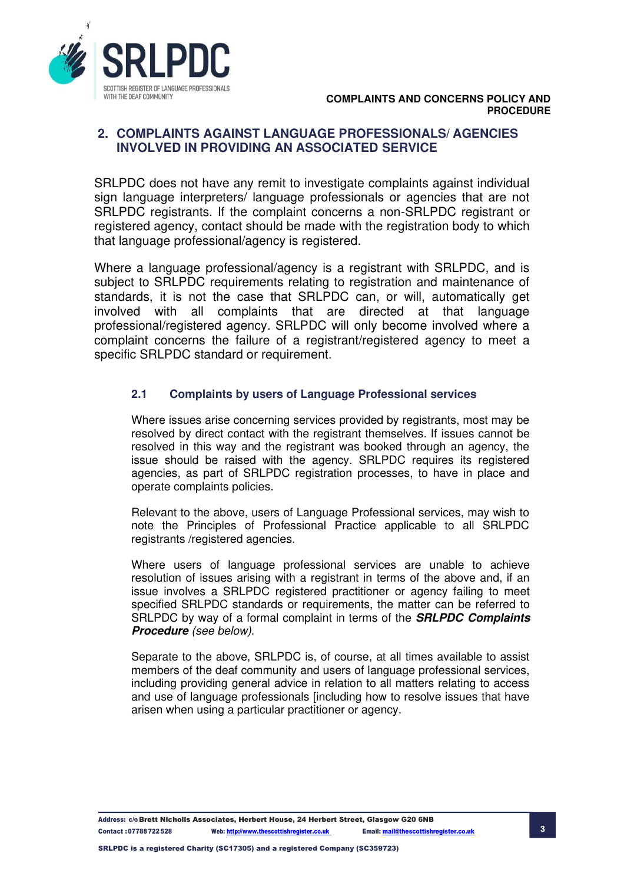## 2. COMPLAINTS AGAINST LANGUAGE PROFESSIONALS/ AGENCIES INVOLVED IN PROVIDING AN ASSOCIATED SERVICE

SRLPDC does not have any remit to investigate complaints against individual sign language interpreters/ language professionals or agencies that are not SRLPDC registrants. If the complaint concerns a non-SRLPDC registrant or registered agency, contact should be made with the registration body to which that language professional/agency is registered.

Where a language professional/agency is a registrant with SRLPDC, and is subject to SRLPDC requirements relating to registration and maintenance of standards, it is not the case that SRLPDC can, or will, automatically get involved with all complaints that are directed at that language professional/registered agency. SRLPDC will only become involved where a complaint concerns the failure of a registrant/registered agency to meet a specific SRLPDC standard or requirement.

### 2.1 Complaints by users of Language Professional services

Where issues arise concerning services provided by registrants, most may be resolved by direct contact with the registrant themselves. If issues cannot be resolved in this way and the registrant was booked through an agency, the issue should be raised with the agency. SRLPDC requires its registered agencies, as part of SRLPDC registration processes, to have in place and operate complaints policies.

Relevant to the above, users of Language Professional services, may wish to note the Principles of Professional Practice applicable to all SRLPDC registrants /registered agencies.

Where users of language professional services are unable to achieve resolution of issues arising with a registrant in terms of the above and, if an issue involves a SRLPDC registered practitioner or agency failing to meet specified SRLPDC standards or requirements, the matter can be referred to SRLPDC by way of a formal complaint in terms of the ***SRLPDC Complaints Procedure*** *(see below).*

Separate to the above, SRLPDC is, of course, at all times available to assist members of the deaf community and users of language professional services, including providing general advice in relation to all matters relating to access and use of language professionals [including how to resolve issues that have arisen when using a particular practitioner or agency.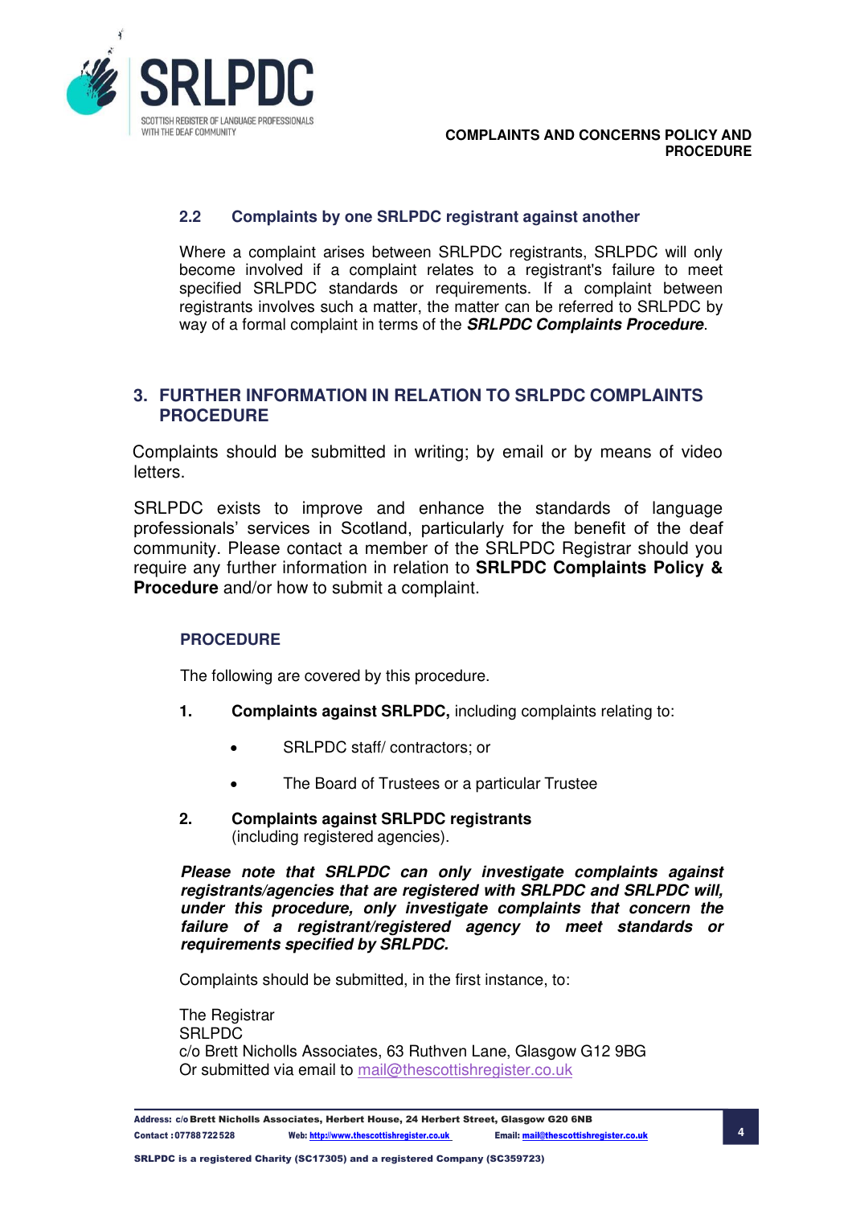### 2.2 Complaints by one SRLPDC registrant against another

Where a complaint arises between SRLPDC registrants, SRLPDC will only become involved if a complaint relates to a registrant's failure to meet specified SRLPDC standards or requirements. If a complaint between registrants involves such a matter, the matter can be referred to SRLPDC by way of a formal complaint in terms of the ***SRLPDC Complaints Procedure***.

## 3. FURTHER INFORMATION IN RELATION TO SRLPDC COMPLAINTS PROCEDURE

Complaints should be submitted in writing; by email or by means of video letters.

SRLPDC exists to improve and enhance the standards of language professionals' services in Scotland, particularly for the benefit of the deaf community. Please contact a member of the SRLPDC Registrar should you require any further information in relation to **SRLPDC Complaints Policy & Procedure** and/or how to submit a complaint.

### PROCEDURE

The following are covered by this procedure.

1. **Complaints against SRLPDC,** including complaints relating to:
   - SRLPDC staff/ contractors; or
   - The Board of Trustees or a particular Trustee
2. **Complaints against SRLPDC registrants**
   (including registered agencies).

***Please note that SRLPDC can only investigate complaints against registrants/agencies that are registered with SRLPDC and SRLPDC will, under this procedure, only investigate complaints that concern the failure of a registrant/registered agency to meet standards or requirements specified by SRLPDC.***

Complaints should be submitted, in the first instance, to:

The Registrar
SRLPDC
c/o Brett Nicholls Associates, 63 Ruthven Lane, Glasgow G12 9BG
Or submitted via email to mail@thescottishregister.co.uk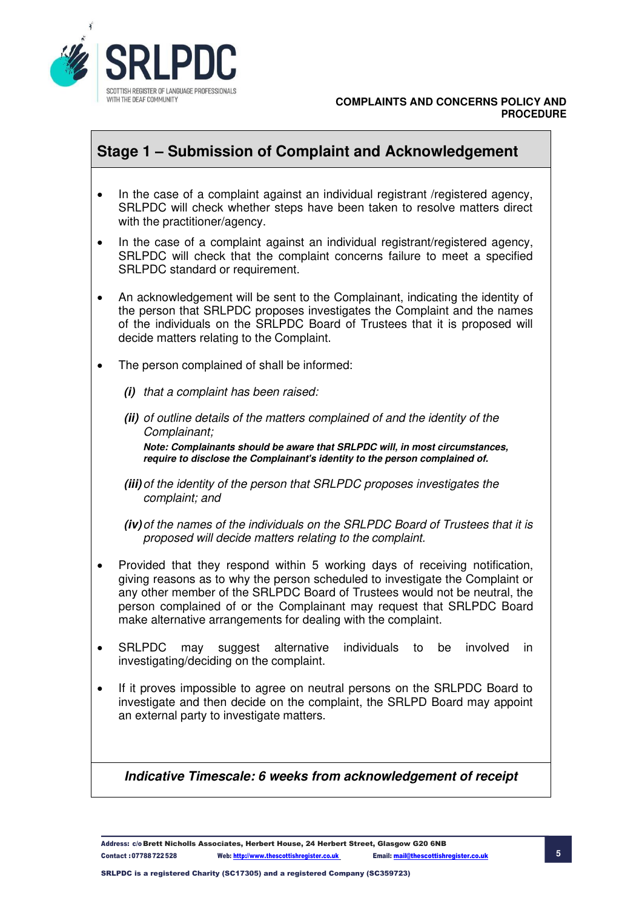## Stage 1 – Submission of Complaint and Acknowledgement

- In the case of a complaint against an individual registrant /registered agency, SRLPDC will check whether steps have been taken to resolve matters direct with the practitioner/agency.
- In the case of a complaint against an individual registrant/registered agency, SRLPDC will check that the complaint concerns failure to meet a specified SRLPDC standard or requirement.
- An acknowledgement will be sent to the Complainant, indicating the identity of the person that SRLPDC proposes investigates the Complaint and the names of the individuals on the SRLPDC Board of Trustees that it is proposed will decide matters relating to the Complaint.
- The person complained of shall be informed:

  ***(i)*** *that a complaint has been raised:*

  ***(ii)*** *of outline details of the matters complained of and the identity of the Complainant;*

  ***Note: Complainants should be aware that SRLPDC will, in most circumstances, require to disclose the Complainant's identity to the person complained of.***

  ***(iii)*** *of the identity of the person that SRLPDC proposes investigates the complaint; and*

  ***(iv)*** *of the names of the individuals on the SRLPDC Board of Trustees that it is proposed will decide matters relating to the complaint.*

- Provided that they respond within 5 working days of receiving notification, giving reasons as to why the person scheduled to investigate the Complaint or any other member of the SRLPDC Board of Trustees would not be neutral, the person complained of or the Complainant may request that SRLPDC Board make alternative arrangements for dealing with the complaint.
- SRLPDC may suggest alternative individuals to be involved in investigating/deciding on the complaint.
- If it proves impossible to agree on neutral persons on the SRLPDC Board to investigate and then decide on the complaint, the SRLPD Board may appoint an external party to investigate matters.

***Indicative Timescale: 6 weeks from acknowledgement of receipt***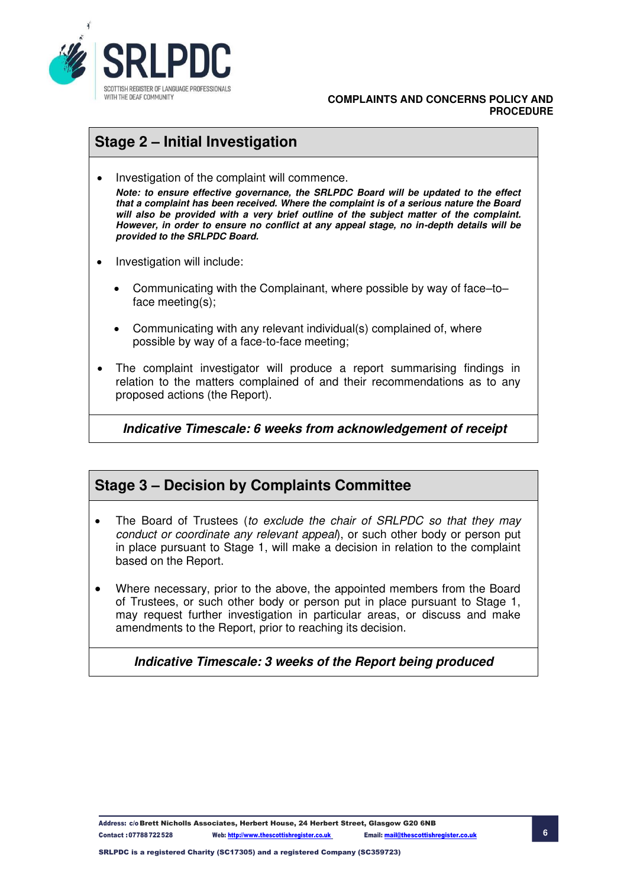## Stage 2 – Initial Investigation

- Investigation of the complaint will commence.

  ***Note: to ensure effective governance, the SRLPDC Board will be updated to the effect that a complaint has been received. Where the complaint is of a serious nature the Board will also be provided with a very brief outline of the subject matter of the complaint. However, in order to ensure no conflict at any appeal stage, no in-depth details will be provided to the SRLPDC Board.***

- Investigation will include:
  - Communicating with the Complainant, where possible by way of face–to–face meeting(s);
  - Communicating with any relevant individual(s) complained of, where possible by way of a face-to-face meeting;
- The complaint investigator will produce a report summarising findings in relation to the matters complained of and their recommendations as to any proposed actions (the Report).

***Indicative Timescale: 6 weeks from acknowledgement of receipt***

## Stage 3 – Decision by Complaints Committee

- The Board of Trustees (*to exclude the chair of SRLPDC so that they may conduct or coordinate any relevant appeal*), or such other body or person put in place pursuant to Stage 1, will make a decision in relation to the complaint based on the Report.
- Where necessary, prior to the above, the appointed members from the Board of Trustees, or such other body or person put in place pursuant to Stage 1, may request further investigation in particular areas, or discuss and make amendments to the Report, prior to reaching its decision.

***Indicative Timescale: 3 weeks of the Report being produced***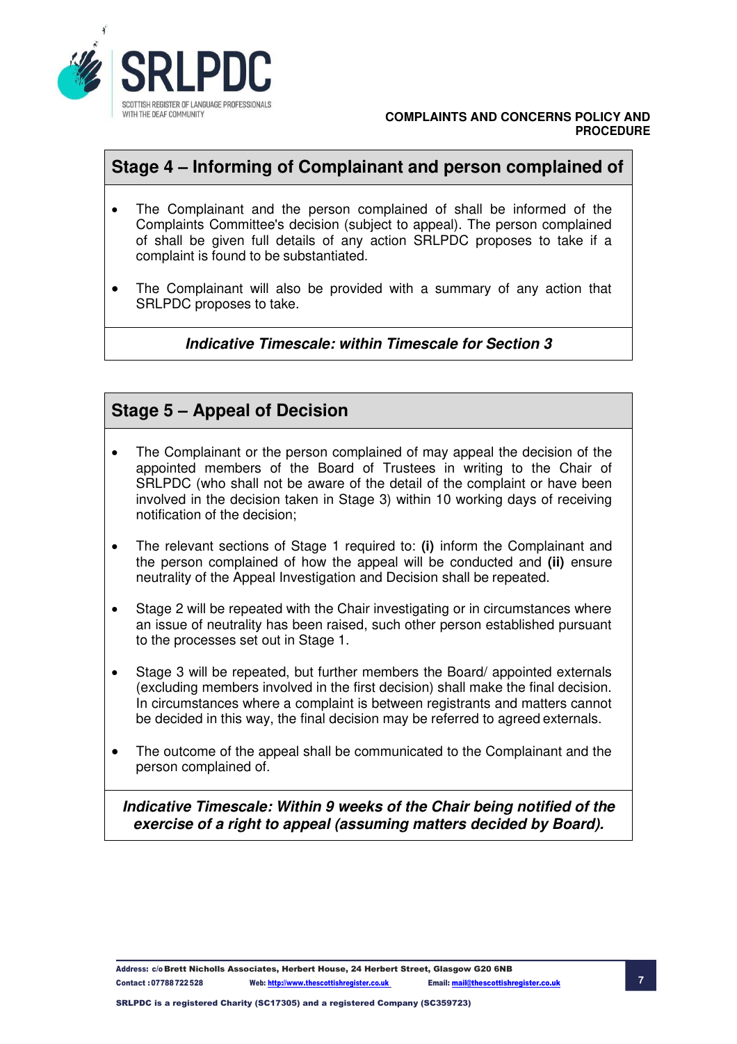## Stage 4 – Informing of Complainant and person complained of

- The Complainant and the person complained of shall be informed of the Complaints Committee's decision (subject to appeal). The person complained of shall be given full details of any action SRLPDC proposes to take if a complaint is found to be substantiated.
- The Complainant will also be provided with a summary of any action that SRLPDC proposes to take.

***Indicative Timescale: within Timescale for Section 3***

## Stage 5 – Appeal of Decision

- The Complainant or the person complained of may appeal the decision of the appointed members of the Board of Trustees in writing to the Chair of SRLPDC (who shall not be aware of the detail of the complaint or have been involved in the decision taken in Stage 3) within 10 working days of receiving notification of the decision;
- The relevant sections of Stage 1 required to: **(i)** inform the Complainant and the person complained of how the appeal will be conducted and **(ii)** ensure neutrality of the Appeal Investigation and Decision shall be repeated.
- Stage 2 will be repeated with the Chair investigating or in circumstances where an issue of neutrality has been raised, such other person established pursuant to the processes set out in Stage 1.
- Stage 3 will be repeated, but further members the Board/ appointed externals (excluding members involved in the first decision) shall make the final decision. In circumstances where a complaint is between registrants and matters cannot be decided in this way, the final decision may be referred to agreed externals.
- The outcome of the appeal shall be communicated to the Complainant and the person complained of.

***Indicative Timescale: Within 9 weeks of the Chair being notified of the exercise of a right to appeal (assuming matters decided by Board).***